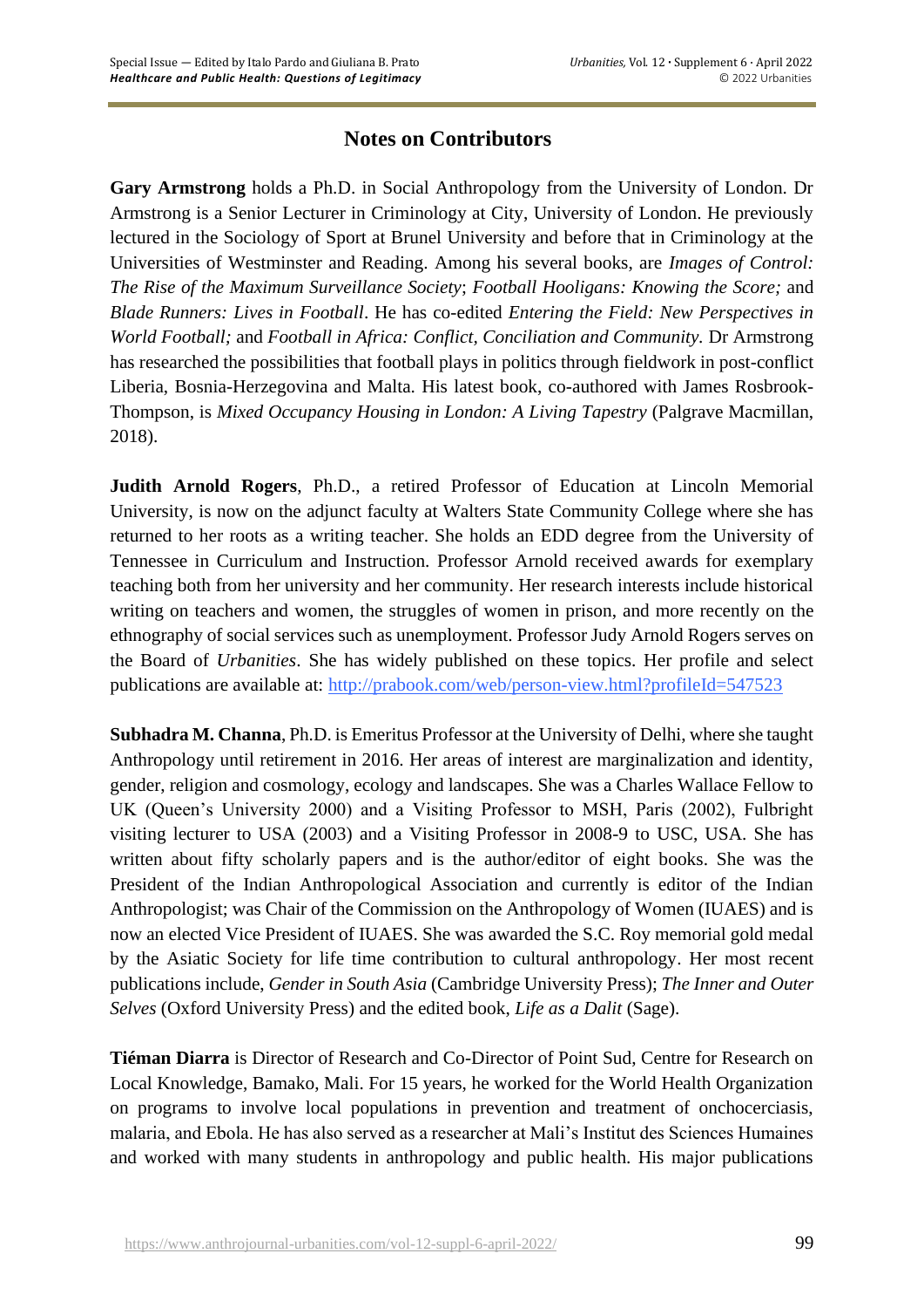# Notes on Contributors

**Gary Armstrong** holds a Ph.D. in Social Anthropology from the University of London. Dr Armstrong is a Senior Lecturer in Criminology at City, University of London. He previously lectured in the Sociology of Sport at Brunel University and before that in Criminology at the Universities of Westminster and Reading. Among his several books, are *Images of Control: The Rise of the Maximum Surveillance Society*; *Football Hooligans: Knowing the Score;* and *Blade Runners: Lives in Football*. He has co-edited *Entering the Field: New Perspectives in World Football;* and *Football in Africa: Conflict, Conciliation and Community.* Dr Armstrong has researched the possibilities that football plays in politics through fieldwork in post-conflict Liberia, Bosnia-Herzegovina and Malta. His latest book, co-authored with James Rosbrook-Thompson, is *Mixed Occupancy Housing in London: A Living Tapestry* (Palgrave Macmillan, 2018).

**Judith Arnold Rogers**, Ph.D., a retired Professor of Education at Lincoln Memorial University, is now on the adjunct faculty at Walters State Community College where she has returned to her roots as a writing teacher. She holds an EDD degree from the University of Tennessee in Curriculum and Instruction. Professor Arnold received awards for exemplary teaching both from her university and her community. Her research interests include historical writing on teachers and women, the struggles of women in prison, and more recently on the ethnography of social services such as unemployment. Professor Judy Arnold Rogers serves on the Board of *Urbanities*. She has widely published on these topics. Her profile and select publications are available at: http://prabook.com/web/person-view.html?profileId=547523

**Subhadra M. Channa**, Ph.D. is Emeritus Professor at the University of Delhi, where she taught Anthropology until retirement in 2016. Her areas of interest are marginalization and identity, gender, religion and cosmology, ecology and landscapes. She was a Charles Wallace Fellow to UK (Queen's University 2000) and a Visiting Professor to MSH, Paris (2002), Fulbright visiting lecturer to USA (2003) and a Visiting Professor in 2008-9 to USC, USA. She has written about fifty scholarly papers and is the author/editor of eight books. She was the President of the Indian Anthropological Association and currently is editor of the Indian Anthropologist; was Chair of the Commission on the Anthropology of Women (IUAES) and is now an elected Vice President of IUAES. She was awarded the S.C. Roy memorial gold medal by the Asiatic Society for life time contribution to cultural anthropology. Her most recent publications include, *Gender in South Asia* (Cambridge University Press); *The Inner and Outer Selves* (Oxford University Press) and the edited book, *Life as a Dalit* (Sage).

**Tiéman Diarra** is Director of Research and Co-Director of Point Sud, Centre for Research on Local Knowledge, Bamako, Mali. For 15 years, he worked for the World Health Organization on programs to involve local populations in prevention and treatment of onchocerciasis, malaria, and Ebola. He has also served as a researcher at Mali's Institut des Sciences Humaines and worked with many students in anthropology and public health. His major publications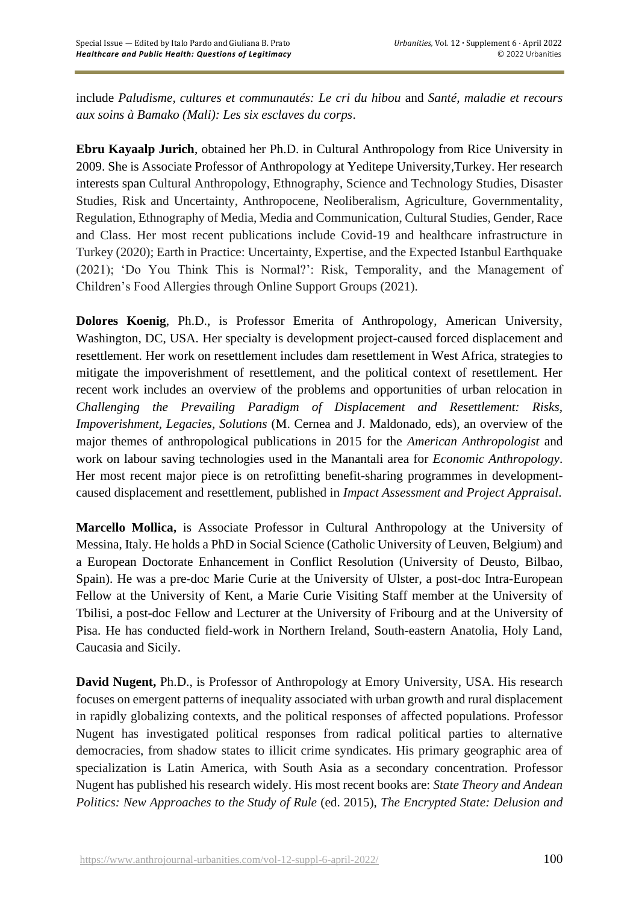include *Paludisme, cultures et communautés: Le cri du hibou* and *Santé, maladie et recours aux soins à Bamako (Mali): Les six esclaves du corps*.

**Ebru Kayaalp Jurich**, obtained her Ph.D. in Cultural Anthropology from Rice University in 2009. She is Associate Professor of Anthropology at Yeditepe University,Turkey. Her research interests span Cultural Anthropology, Ethnography, Science and Technology Studies, Disaster Studies, Risk and Uncertainty, Anthropocene, Neoliberalism, Agriculture, Governmentality, Regulation, Ethnography of Media, Media and Communication, Cultural Studies, Gender, Race and Class. Her most recent publications include Covid-19 and healthcare infrastructure in Turkey (2020); Earth in Practice: Uncertainty, Expertise, and the Expected Istanbul Earthquake (2021); 'Do You Think This is Normal?': Risk, Temporality, and the Management of Children's Food Allergies through Online Support Groups (2021).

**Dolores Koenig**, Ph.D., is Professor Emerita of Anthropology, American University, Washington, DC, USA. Her specialty is development project-caused forced displacement and resettlement. Her work on resettlement includes dam resettlement in West Africa, strategies to mitigate the impoverishment of resettlement, and the political context of resettlement. Her recent work includes an overview of the problems and opportunities of urban relocation in *Challenging the Prevailing Paradigm of Displacement and Resettlement: Risks, Impoverishment, Legacies, Solutions* (M. Cernea and J. Maldonado, eds), an overview of the major themes of anthropological publications in 2015 for the *American Anthropologist* and work on labour saving technologies used in the Manantali area for *Economic Anthropology*. Her most recent major piece is on retrofitting benefit-sharing programmes in development-caused displacement and resettlement, published in *Impact Assessment and Project Appraisal*.

**Marcello Mollica,** is Associate Professor in Cultural Anthropology at the University of Messina, Italy. He holds a PhD in Social Science (Catholic University of Leuven, Belgium) and a European Doctorate Enhancement in Conflict Resolution (University of Deusto, Bilbao, Spain). He was a pre-doc Marie Curie at the University of Ulster, a post-doc Intra-European Fellow at the University of Kent, a Marie Curie Visiting Staff member at the University of Tbilisi, a post-doc Fellow and Lecturer at the University of Fribourg and at the University of Pisa. He has conducted field-work in Northern Ireland, South-eastern Anatolia, Holy Land, Caucasia and Sicily.

**David Nugent,** Ph.D., is Professor of Anthropology at Emory University, USA. His research focuses on emergent patterns of inequality associated with urban growth and rural displacement in rapidly globalizing contexts, and the political responses of affected populations. Professor Nugent has investigated political responses from radical political parties to alternative democracies, from shadow states to illicit crime syndicates. His primary geographic area of specialization is Latin America, with South Asia as a secondary concentration. Professor Nugent has published his research widely. His most recent books are: *State Theory and Andean Politics: New Approaches to the Study of Rule* (ed. 2015), *The Encrypted State: Delusion and*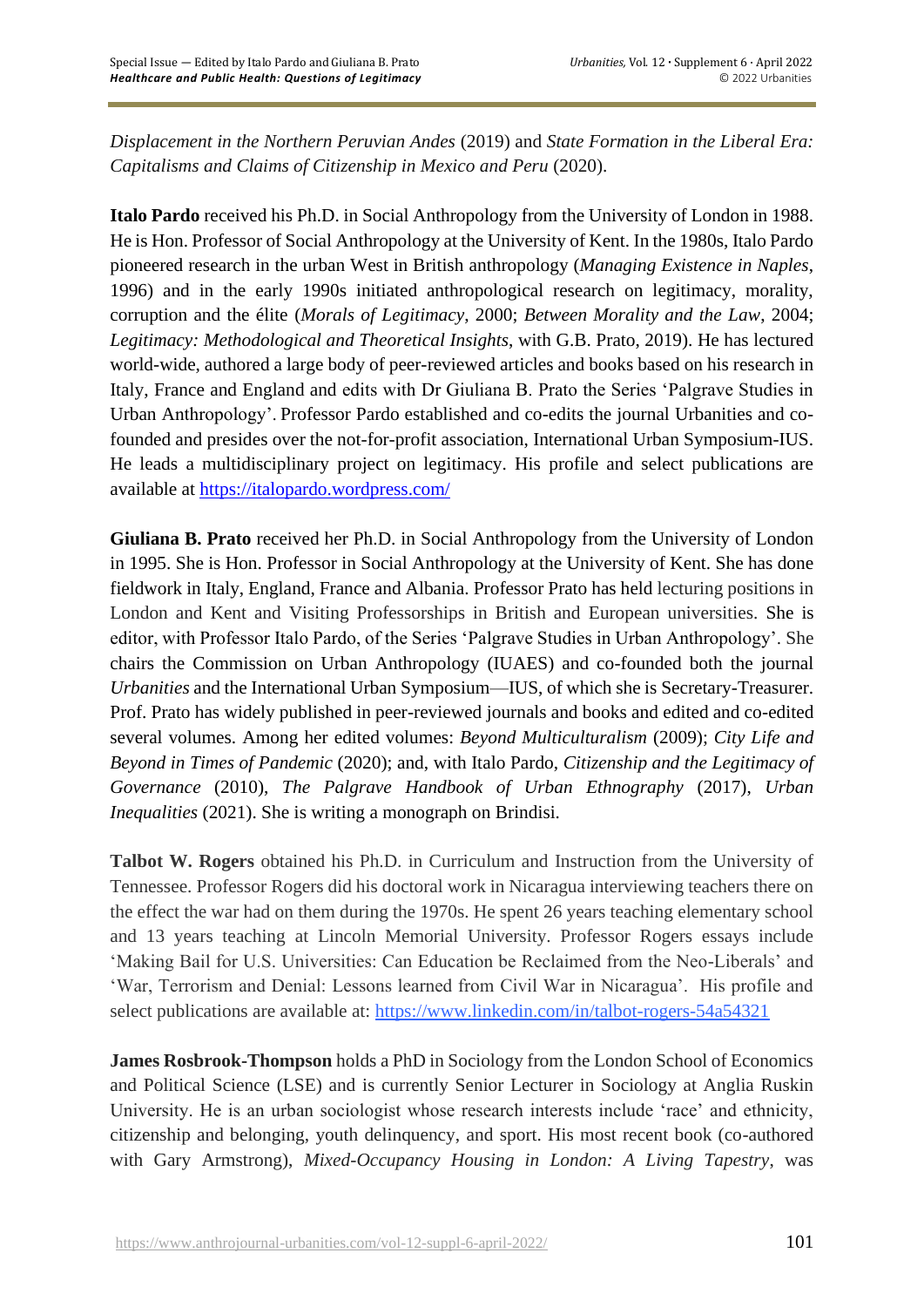*Displacement in the Northern Peruvian Andes* (2019) and *State Formation in the Liberal Era: Capitalisms and Claims of Citizenship in Mexico and Peru* (2020).

**Italo Pardo** received his Ph.D. in Social Anthropology from the University of London in 1988. He is Hon. Professor of Social Anthropology at the University of Kent. In the 1980s, Italo Pardo pioneered research in the urban West in British anthropology (*Managing Existence in Naples*, 1996) and in the early 1990s initiated anthropological research on legitimacy, morality, corruption and the élite (*Morals of Legitimacy*, 2000; *Between Morality and the Law*, 2004; *Legitimacy: Methodological and Theoretical Insights*, with G.B. Prato, 2019). He has lectured world-wide, authored a large body of peer-reviewed articles and books based on his research in Italy, France and England and edits with Dr Giuliana B. Prato the Series 'Palgrave Studies in Urban Anthropology'. Professor Pardo established and co-edits the journal Urbanities and co-founded and presides over the not-for-profit association, International Urban Symposium-IUS. He leads a multidisciplinary project on legitimacy. His profile and select publications are available at [https://italopardo.wordpress.com/](https://italopardo.wordpress.com/)

**Giuliana B. Prato** received her Ph.D. in Social Anthropology from the University of London in 1995. She is Hon. Professor in Social Anthropology at the University of Kent. She has done fieldwork in Italy, England, France and Albania. Professor Prato has held lecturing positions in London and Kent and Visiting Professorships in British and European universities. She is editor, with Professor Italo Pardo, of the Series 'Palgrave Studies in Urban Anthropology'. She chairs the Commission on Urban Anthropology (IUAES) and co-founded both the journal *Urbanities* and the International Urban Symposium—IUS, of which she is Secretary-Treasurer. Prof. Prato has widely published in peer-reviewed journals and books and edited and co-edited several volumes. Among her edited volumes: *Beyond Multiculturalism* (2009); *City Life and Beyond in Times of Pandemic* (2020); and, with Italo Pardo, *Citizenship and the Legitimacy of Governance* (2010), *The Palgrave Handbook of Urban Ethnography* (2017), *Urban Inequalities* (2021). She is writing a monograph on Brindisi.

**Talbot W. Rogers** obtained his Ph.D. in Curriculum and Instruction from the University of Tennessee. Professor Rogers did his doctoral work in Nicaragua interviewing teachers there on the effect the war had on them during the 1970s. He spent 26 years teaching elementary school and 13 years teaching at Lincoln Memorial University. Professor Rogers essays include 'Making Bail for U.S. Universities: Can Education be Reclaimed from the Neo-Liberals' and 'War, Terrorism and Denial: Lessons learned from Civil War in Nicaragua'. His profile and select publications are available at: [https://www.linkedin.com/in/talbot-rogers-54a54321](https://www.linkedin.com/in/talbot-rogers-54a54321)

**James Rosbrook-Thompson** holds a PhD in Sociology from the London School of Economics and Political Science (LSE) and is currently Senior Lecturer in Sociology at Anglia Ruskin University. He is an urban sociologist whose research interests include 'race' and ethnicity, citizenship and belonging, youth delinquency, and sport. His most recent book (co-authored with Gary Armstrong), *Mixed-Occupancy Housing in London: A Living Tapestry*, was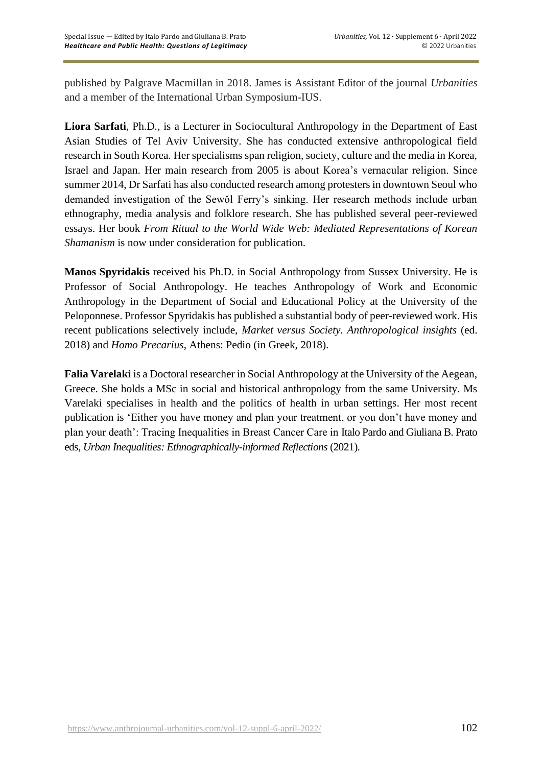published by Palgrave Macmillan in 2018. James is Assistant Editor of the journal *Urbanities* and a member of the International Urban Symposium-IUS.

**Liora Sarfati**, Ph.D., is a Lecturer in Sociocultural Anthropology in the Department of East Asian Studies of Tel Aviv University. She has conducted extensive anthropological field research in South Korea. Her specialisms span religion, society, culture and the media in Korea, Israel and Japan. Her main research from 2005 is about Korea's vernacular religion. Since summer 2014, Dr Sarfati has also conducted research among protesters in downtown Seoul who demanded investigation of the Sewŏl Ferry's sinking. Her research methods include urban ethnography, media analysis and folklore research. She has published several peer-reviewed essays. Her book *From Ritual to the World Wide Web: Mediated Representations of Korean Shamanism* is now under consideration for publication.

**Manos Spyridakis** received his Ph.D. in Social Anthropology from Sussex University. He is Professor of Social Anthropology. He teaches Anthropology of Work and Economic Anthropology in the Department of Social and Educational Policy at the University of the Peloponnese. Professor Spyridakis has published a substantial body of peer-reviewed work. His recent publications selectively include, *Market versus Society. Anthropological insights* (ed. 2018) and *Homo Precarius*, Athens: Pedio (in Greek, 2018).

**Falia Varelaki** is a Doctoral researcher in Social Anthropology at the University of the Aegean, Greece. She holds a MSc in social and historical anthropology from the same University. Ms Varelaki specialises in health and the politics of health in urban settings. Her most recent publication is 'Either you have money and plan your treatment, or you don't have money and plan your death': Tracing Inequalities in Breast Cancer Care in Italo Pardo and Giuliana B. Prato eds, *Urban Inequalities: Ethnographically-informed Reflections* (2021).